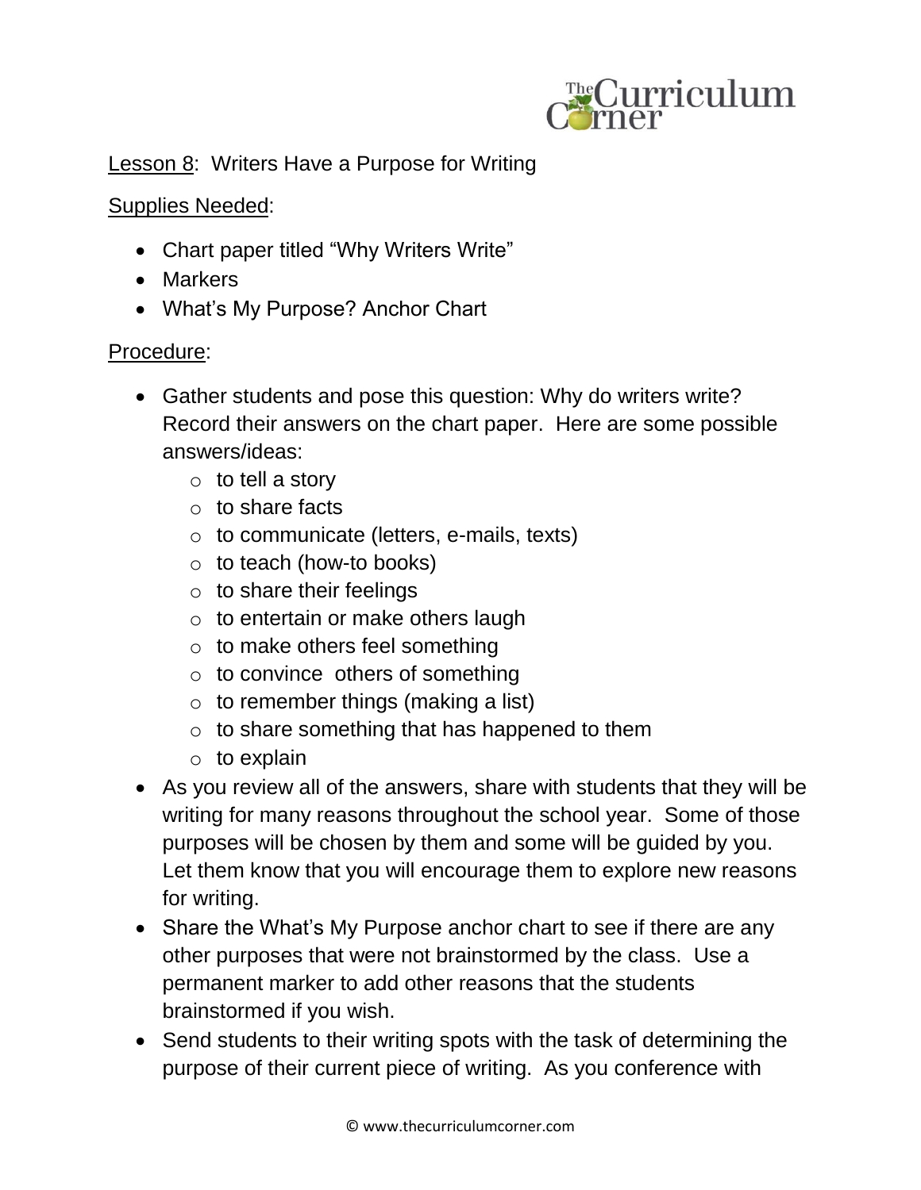Lesson 8: Writers Have a Purpose for Writing

Supplies Needed:

- Chart paper titled "Why Writers Write"
- Markers
- What's My Purpose? Anchor Chart

Procedure:

- Gather students and pose this question: Why do writers write? Record their answers on the chart paper. Here are some possible answers/ideas:
  - to tell a story
  - to share facts
  - to communicate (letters, e-mails, texts)
  - to teach (how-to books)
  - to share their feelings
  - to entertain or make others laugh
  - to make others feel something
  - to convince others of something
  - to remember things (making a list)
  - to share something that has happened to them
  - to explain
- As you review all of the answers, share with students that they will be writing for many reasons throughout the school year. Some of those purposes will be chosen by them and some will be guided by you. Let them know that you will encourage them to explore new reasons for writing.
- Share the What's My Purpose anchor chart to see if there are any other purposes that were not brainstormed by the class. Use a permanent marker to add other reasons that the students brainstormed if you wish.
- Send students to their writing spots with the task of determining the purpose of their current piece of writing. As you conference with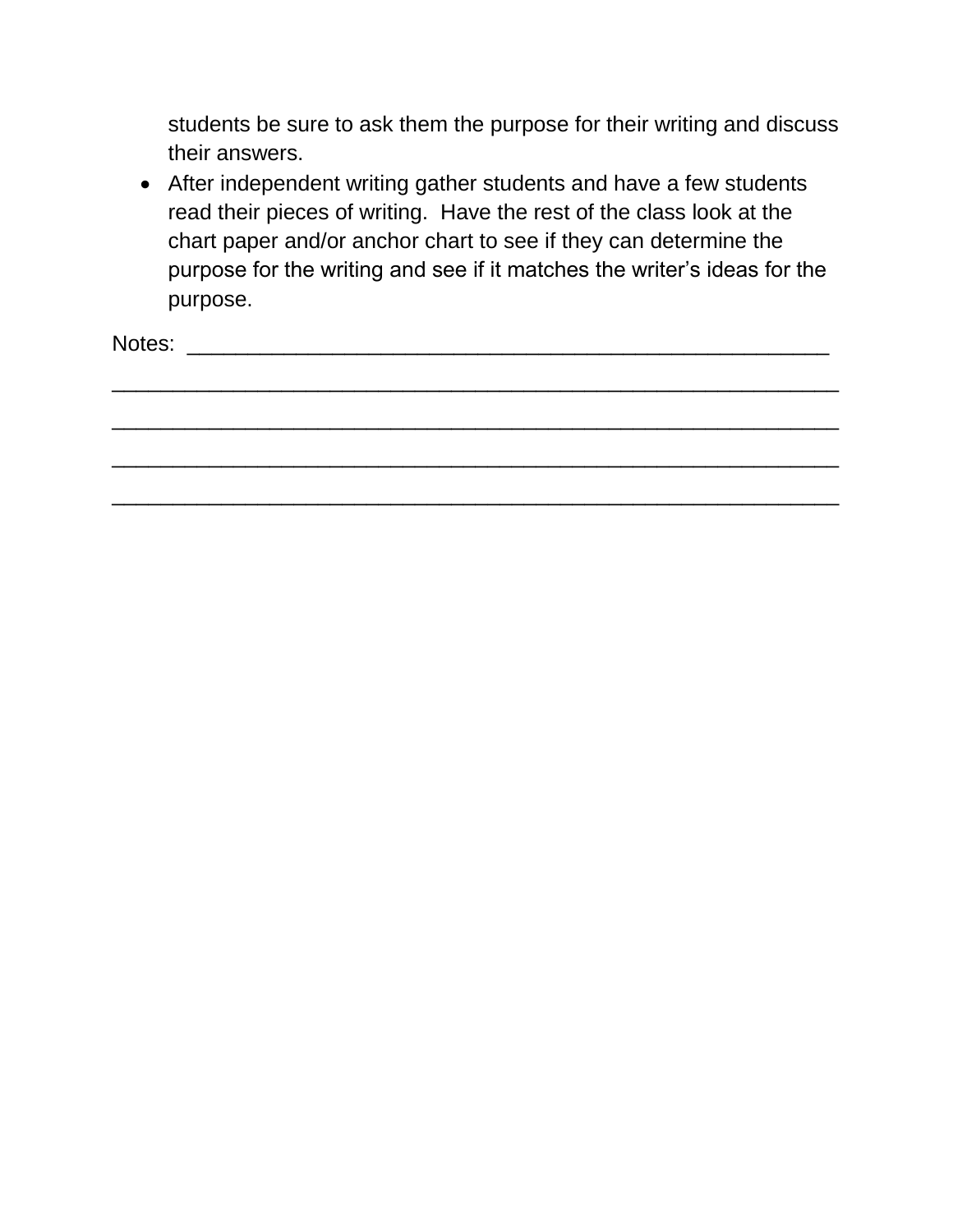students be sure to ask them the purpose for their writing and discuss their answers.

- After independent writing gather students and have a few students read their pieces of writing.  Have the rest of the class look at the chart paper and/or anchor chart to see if they can determine the purpose for the writing and see if it matches the writer's ideas for the purpose.

Notes: ______________________________________________________

_____________________________________________________________

_____________________________________________________________

_____________________________________________________________

_____________________________________________________________